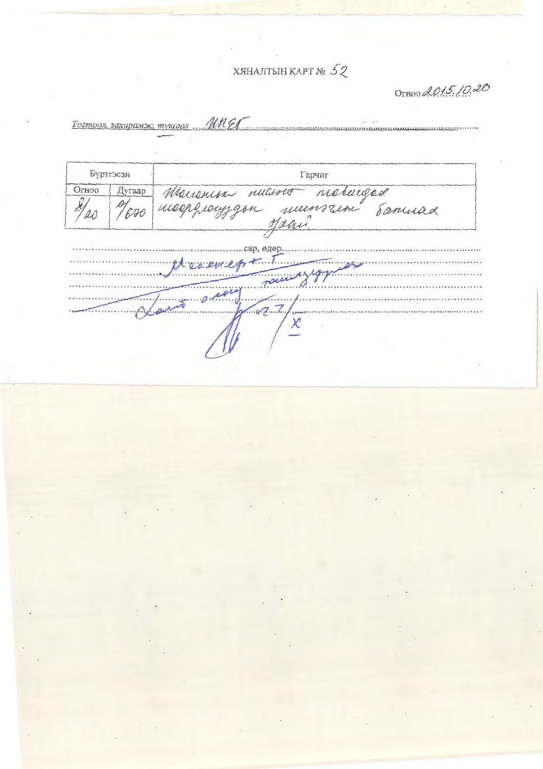ХЯНАЛТЫН КАРТ № 52

Огноо 2015.10.20

*Тогтоол, захирамж, тушаал* ИНЕГ

| Бүртгэсэн | | Гарчиг |
|---|---|---|
| Огноо | Дугаар | |
| 3/20 | 01/670 | Шалгалт нисэх нэгдсэн шаардлагуудын шинэчлэн баталсан тухай |

сар, өдөр

Мэргэжилтэн Т

танилцуулах

Даваа өдөр

Х

27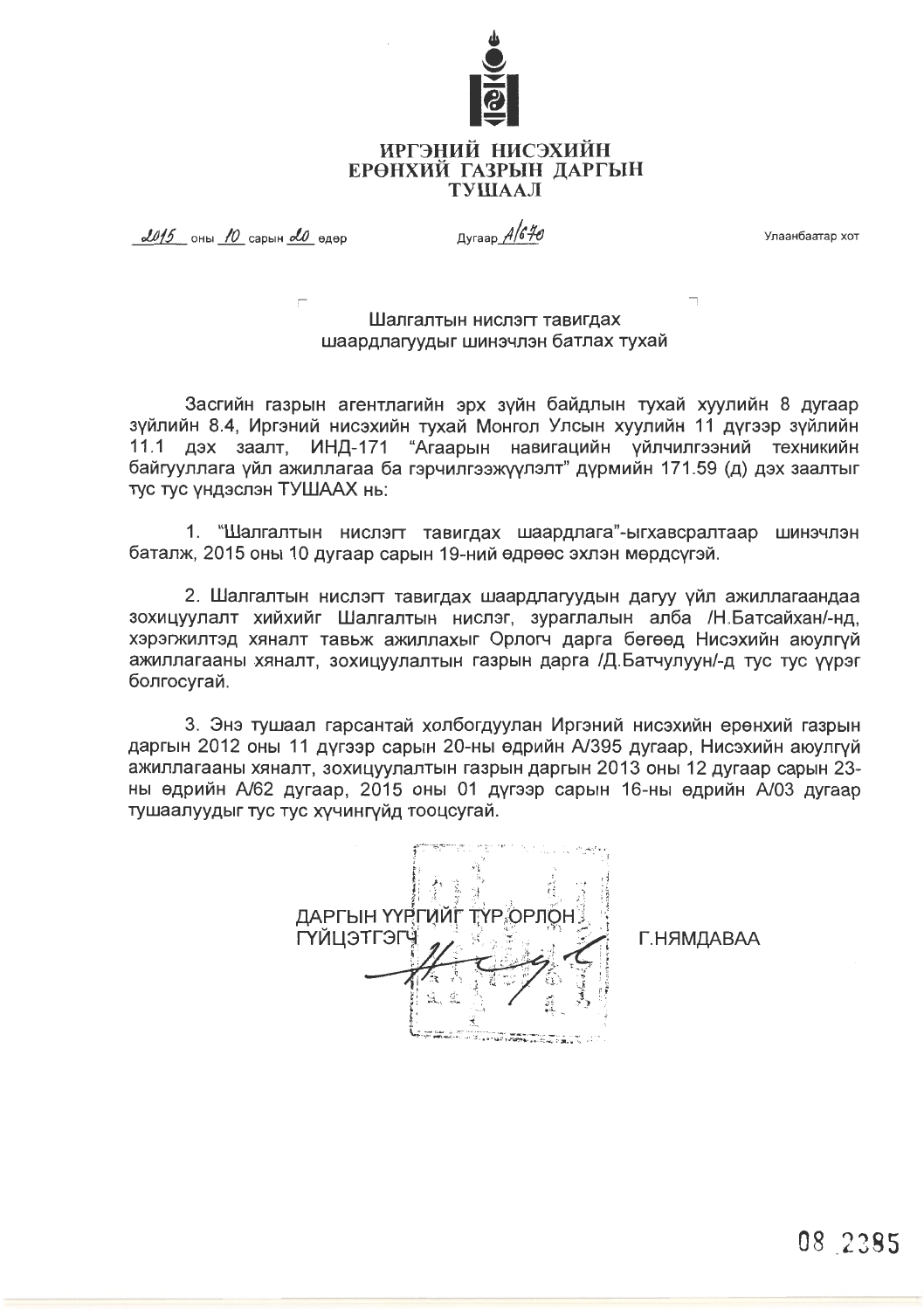# ИРГЭНИЙ НИСЭХИЙН ЕРӨНХИЙ ГАЗРЫН ДАРГЫН ТУШААЛ

2015 оны 10 сарын 20 өдөр — Дугаар А/670 — Улаанбаатар хот

## Шалгалтын нислэгт тавигдах шаардлагуудыг шинэчлэн батлах тухай

Засгийн газрын агентлагийн эрх зүйн байдлын тухай хуулийн 8 дугаар зүйлийн 8.4, Иргэний нисэхийн тухай Монгол Улсын хуулийн 11 дүгээр зүйлийн 11.1 дэх заалт, ИНД-171 "Агаарын навигацийн үйлчилгээний техникийн байгууллага үйл ажиллагаа ба гэрчилгээжүүлэлт" дүрмийн 171.59 (д) дэх заалтыг тус тус үндэслэн ТУШААХ нь:

1. "Шалгалтын нислэгт тавигдах шаардлага"-ыгхавсралтаар шинэчлэн баталж, 2015 оны 10 дугаар сарын 19-ний өдрөөс эхлэн мөрдсүгэй.

2. Шалгалтын нислэгт тавигдах шаардлагуудын дагуу үйл ажиллагаандаа зохицуулалт хийхийг Шалгалтын нислэг, зураглалын алба /Н.Батсайхан/-нд, хэрэгжилтэд хяналт тавьж ажиллахыг Орлогч дарга бөгөөд Нисэхийн аюулгүй ажиллагааны хяналт, зохицуулалтын газрын дарга /Д.Батчулуун/-д тус тус үүрэг болгосугай.

3. Энэ тушаал гарсантай холбогдуулан Иргэний нисэхийн ерөнхий газрын даргын 2012 оны 11 дүгээр сарын 20-ны өдрийн А/395 дугаар, Нисэхийн аюулгүй ажиллагааны хяналт, зохицуулалтын газрын даргын 2013 оны 12 дугаар сарын 23-ны өдрийн А/62 дугаар, 2015 оны 01 дүгээр сарын 16-ны өдрийн А/03 дугаар тушаалуудыг тус тус хүчингүйд тооцсугай.

ДАРГЫН ҮҮРГИЙГ ТҮР ОРЛОН ГҮЙЦЭТГЭГЧ — Г.НЯМДАВАА

08 2385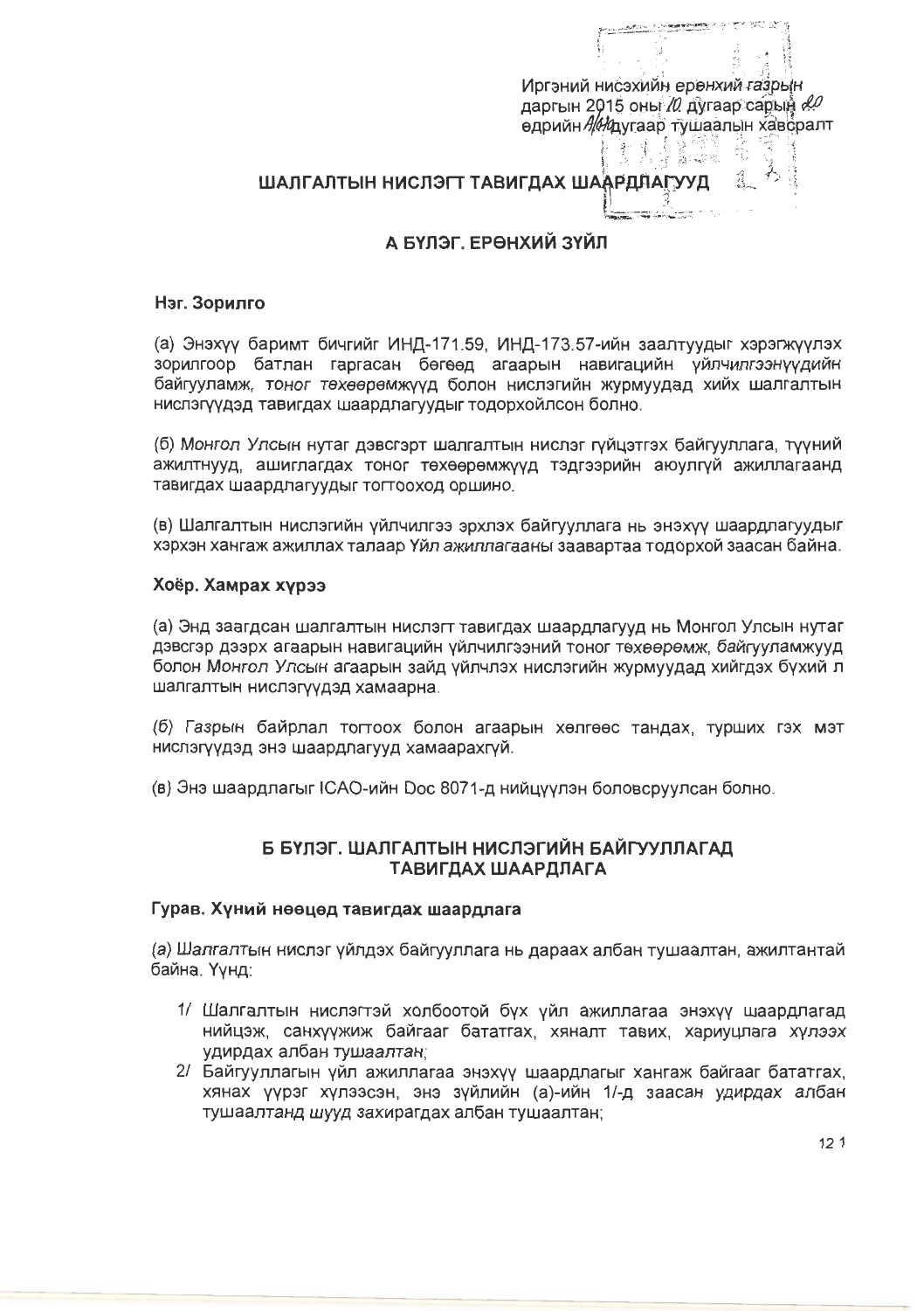Иргэний нисэхийн ерөнхий газрын даргын 2015 оны 10 дугаар сарын 20 өдрийн А/414 дугаар тушаалын хавсралт

# ШАЛГАЛТЫН НИСЛЭГТ ТАВИГДАХ ШААРДЛАГУУД

## А БҮЛЭГ. ЕРӨНХИЙ ЗҮЙЛ

### Нэг. Зорилго

(а) Энэхүү баримт бичгийг ИНД-171.59, ИНД-173.57-ийн заалтуудыг хэрэгжүүлэх зорилгоор батлан гаргасан бөгөөд агаарын навигацийн үйлчилгээнүүдийн байгууламж, тоног төхөөрөмжүүд болон нислэгийн журмуудад хийх шалгалтын нислэгүүдэд тавигдах шаардлагуудыг тодорхойлсон болно.

(б) Монгол Улсын нутаг дэвсгэрт шалгалтын нислэг гүйцэтгэх байгууллага, түүний ажилтнууд, ашиглагдах тоног төхөөрөмжүүд тэдгээрийн аюулгүй ажиллагаанд тавигдах шаардлагуудыг тогтооход оршино.

(в) Шалгалтын нислэгийн үйлчилгээ эрхлэх байгууллага нь энэхүү шаардлагуудыг хэрхэн хангаж ажиллах талаар Үйл ажиллагааны заавартаа тодорхой заасан байна.

### Хоёр. Хамрах хүрээ

(а) Энд заагдсан шалгалтын нислэгт тавигдах шаардлагууд нь Монгол Улсын нутаг дэвсгэр дээрх агаарын навигацийн үйлчилгээний тоног төхөөрөмж, байгууламжууд болон Монгол Улсын агаарын зайд үйлчлэх нислэгийн журмуудад хийгдэх бүхий л шалгалтын нислэгүүдэд хамаарна.

(б) Газрын байрлал тогтоох болон агаарын хөлгөөс тандах, турших гэх мэт нислэгүүдэд энэ шаардлагууд хамаарахгүй.

(в) Энэ шаардлагыг ICAO-ийн Doc 8071-д нийцүүлэн боловсруулсан болно.

## Б БҮЛЭГ. ШАЛГАЛТЫН НИСЛЭГИЙН БАЙГУУЛЛАГАД ТАВИГДАХ ШААРДЛАГА

### Гурав. Хүний нөөцөд тавигдах шаардлага

(а) Шалгалтын нислэг үйлдэх байгууллага нь дараах албан тушаалтан, ажилтантай байна. Үүнд:

1/ Шалгалтын нислэгтэй холбоотой бүх үйл ажиллагаа энэхүү шаардлагад нийцэж, санхүүжиж байгааг баталгаах, хяналт тавих, хариуцлага хүлээх удирдах албан тушаалтан;

2/ Байгууллагын үйл ажиллагаа энэхүү шаардлагыг хангаж байгааг батлагах, хянах үүрэг хүлээсэн, энэ зүйлийн (а)-ийн 1/-д заасан удирдах албан тушаалтанд шууд захирагдах албан тушаалтан;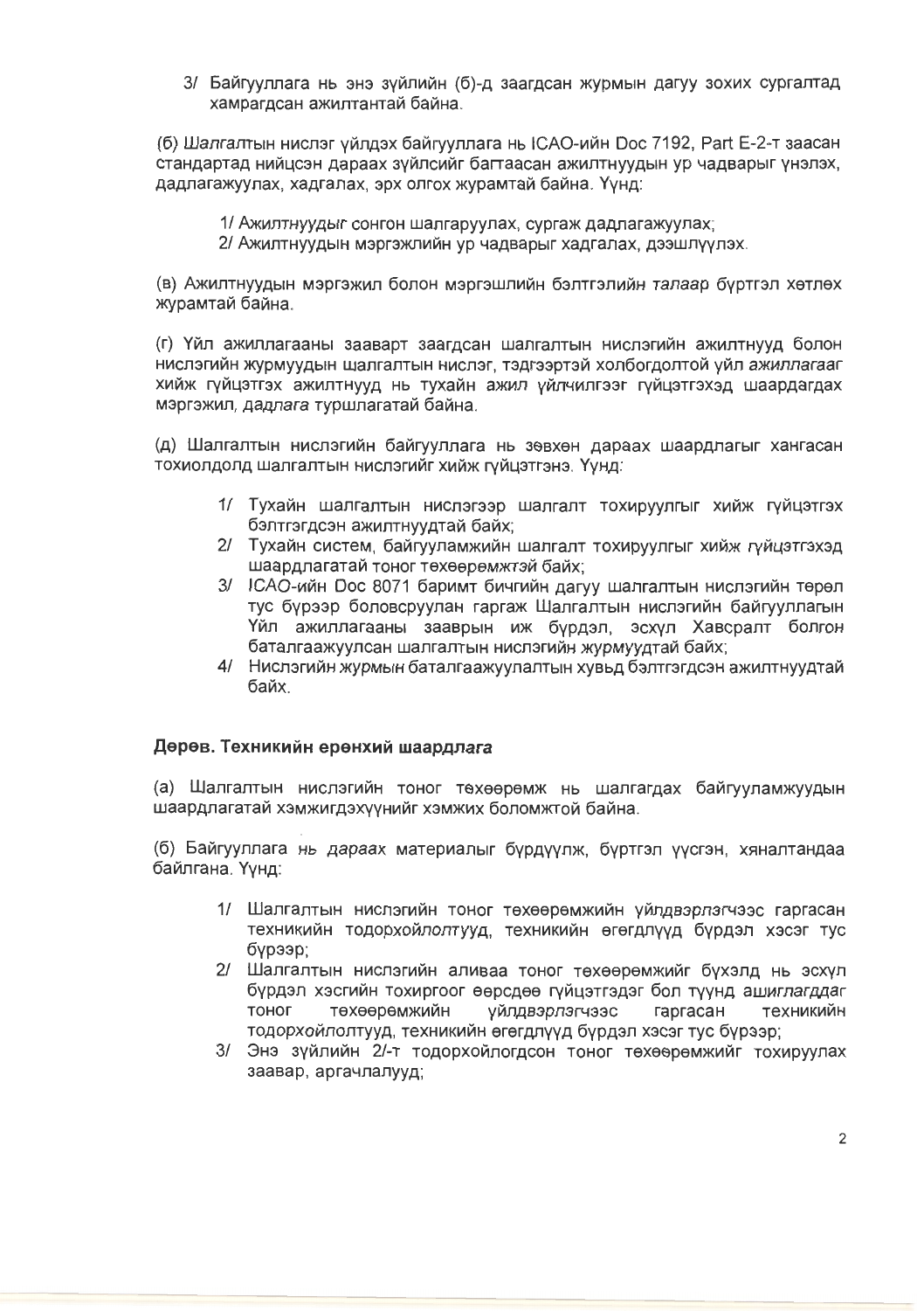3/ Байгууллага нь энэ зүйлийн (б)-д заагдсан журмын дагуу зохих сургалтад хамрагдсан ажилтантай байна.

(б) *Шалгал*тын нислэг үйлдэх байгууллага нь ICAO-ийн Doc 7192, Part E-2-т заасан стандартад нийцсэн дараах зүйлсийг багтаасан ажилтнуудын ур чадварыг үнэлэх, дадлагажуулах, хадгалах, эрх олгох журамтай байна. Үүнд:

1/ Ажилтнуудыг сонгон шалгаруулах, сургаж дадлагажуулах;
2/ Ажилтнуудын мэргэжлийн ур чадварыг хадгалах, дээшлүүлэх.

(в) Ажилтнуудын мэргэжил болон мэргэшлийн бэлтгэлийн талаар бүртгэл хөтлөх журамтай байна.

(г) Үйл ажиллагааны заавартзаагдсан шалгалтын нислэгийн ажилтнууд болон нислэгийн журмуудын шалгалтын нислэг, тэдгээртэй холбогдолтой үйл ажиллагааг хийж гүйцэтгэх ажилтнууд нь тухайн ажил үйлчилгээг гүйцэтгэхэд шаардагдах мэргэжил, дадлага туршлагатай байна.

(д) Шалгалтын нислэгийн байгууллага нь зөвхөн дараах шаардлагыг хангасан тохиолдолд шалгалтын нислэгийг хийж гүйцэтгэнэ. Үүнд:

1/ Тухайн шалгалтын нислэгээр шалгалт тохируулгыг хийж гүйцэтгэх бэлтгэгдсэн ажилтнуудтай байх;
2/ Тухайн систем, байгууламжийн шалгалт тохируулгыг хийж гүйцэтгэхэд шаардлагатай тоног төхөөрөмжтэй байх;
3/ ICAO-ийн Doc 8071 баримт бичгийн дагуу шалгалтын нислэгийн төрөл тус бүрээр боловсруулан гаргаж Шалгалтын нислэгийн байгууллагын Үйл ажиллагааны заврын иж бүрдэл, эсхүл Хавсралт болгон баталгаажуулсан шалгалтын нислэгийн журмуудтай байх;
4/ Нислэгийн журмын баталгаажуулалтын хувьд бэлтгэгдсэн ажилтнуудтай байх.

## Дөрөв. Техникийн ерөнхий шаардлага

(а) Шалгалтын нислэгийн тоног төхөөрөмж нь шалгагдах байгууламжуудын шаардлагатай хэмжигдэхүүнийг хэмжих боломжтой байна.

(б) Байгууллага нь дараах материалыг бүрдүүлж, бүртгэл үүсгэн, хяналтандаа байлгана. Үүнд:

1/ Шалгалтын нислэгийн тоног төхөөрөмжийн үйлдвэрлэгчээс гаргасан техникийн тодорхойлолтууд, техникийн өгөгдлүүд бүрдэл хэсэг тус бүрээр;
2/ Шалгалтын нислэгийн аливаа тоног төхөөрөмжийг бүхэлд нь эсхүл бүрдэл хэсгийн тохиргоог өөрсдөө гүйцэтгэдэг бол түүнд ашиглагддаг тоног төхөөрөмжийн үйлдвэрлэгчээс гаргасан техникийн тодорхойлолтууд, техникийн өгөгдлүүд бүрдэл хэсэг тус бүрээр;
3/ Энэ зүйлийн 2/-т тодорхойлогдсон тоног төхөөрөмжийг тохируулах заавар, аргачлалууд;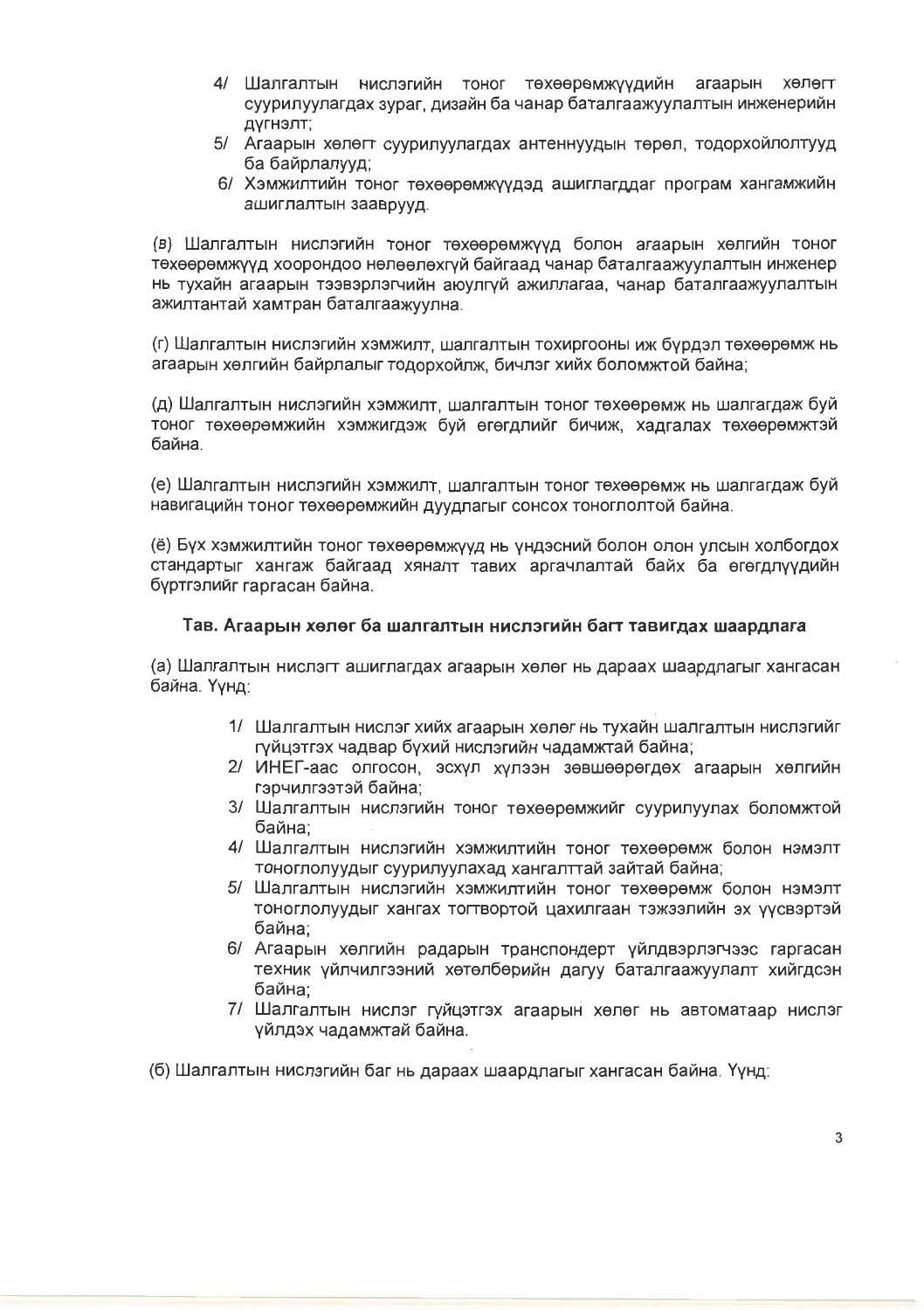4/ Шалгалтын нислэгийн тоног төхөөрөмжүүдийн агаарын хөлөгт суурилуулагдах зураг, дизайн ба чанар баталгаажуулалтын инженерийн дүгнэлт;
5/ Агаарын хөлөгт суурилуулагдах антеннуудын төрөл, тодорхойлолтууд ба байрлалууд;
6/ Хэмжилтийн тоног төхөөрөмжүүдэд ашиглагддаг програм хангамжийн ашиглалтын заавруud.

(в) Шалгалтын нислэгийн тоног төхөөрөмжүүд болон агаарын хөлгийн тоног төхөөрөмжүүд хоорондоо нөлөөлөхгүй байгаад чанар баталгаажуулалтын инженер нь тухайн агаарын тээвэрлэгчийн аюулгүй ажиллагаа, чанар баталгаажуулалтын ажилтантай хамтран баталгаажуулна.

(г) Шалгалтын нислэгийн хэмжилт, шалгалтын тохиргооны иж бүрдэл төхөөрөмж нь агаарын хөлгийн байрлалыг тодорхойлж, бичлэг хийх боломжтой байна;

(д) Шалгалтын нислэгийн хэмжилт, шалгалтын тоног төхөөрөмж нь шалгагдаж буй тоног төхөөрөмжийн хэмжигдэж буй өгөгдлийг бичиж, хадгалах төхөөрөмжтэй байна.

(е) Шалгалтын нислэгийн хэмжилт, шалгалтын тоног төхөөрөмж нь шалгагдаж буй навигацийн тоног төхөөрөмжийн дуудлагыг сонсох тоноглолтой байна.

(ё) Бүх хэмжилтийн тоног төхөөрөмжүүд нь үндэсний болон олон улсын холбогдох стандартыг хангаж байгаад хяналт тавих аргачлалтай байх ба өгөгдлүүдийн бүртгэлийг гаргасан байна.

### Тав. Агаарын хөлөг ба шалгалтын нислэгийн багт тавигдах шаардлага

(а) Шалгалтын нислэгт ашиглагдах агаарын хөлөг нь дараах шаардлагыг хангасан байна. Үүнд:

1/ Шалгалтын нислэг хийх агаарын хөлөг нь тухайн шалгалтын нислэгийг гүйцэтгэх чадвар бүхий нислэгийн чадамжтай байна;
2/ ИНЕГ-аас олгосон, эсхүл хүлээн зөвшөөрөгдөх агаарын хөлгийн гэрчилгээтэй байна;
3/ Шалгалтын нислэгийн тоног төхөөрөмжийг суурилуулах боломжтой байна;
4/ Шалгалтын нислэгийн хэмжилтийн тоног төхөөрөмж болон нэмэлт тоноглолуудыг суурилуулахад хангалттай зайтай байна;
5/ Шалгалтын нислэгийн хэмжилтийн тоног төхөөрөмж болон нэмэлт тоноглолуудыг хангах тогтвортой цахилгаан тэжээлийн эх үүсвэртэй байна;
6/ Агаарын хөлгийн радарын транспондерт үйлдвэрлэгчээс гаргасан техник үйлчилгээний хөтөлбөрийн дагуу баталгаажуулалт хийгдсэн байна;
7/ Шалгалтын нислэг гүйцэтгэх агаарын хөлөг нь автоматаар нислэг үйлдэх чадамжтай байна.

(б) Шалгалтын нислэгийн баг нь дараах шаардлагыг хангасан байна. Үүнд: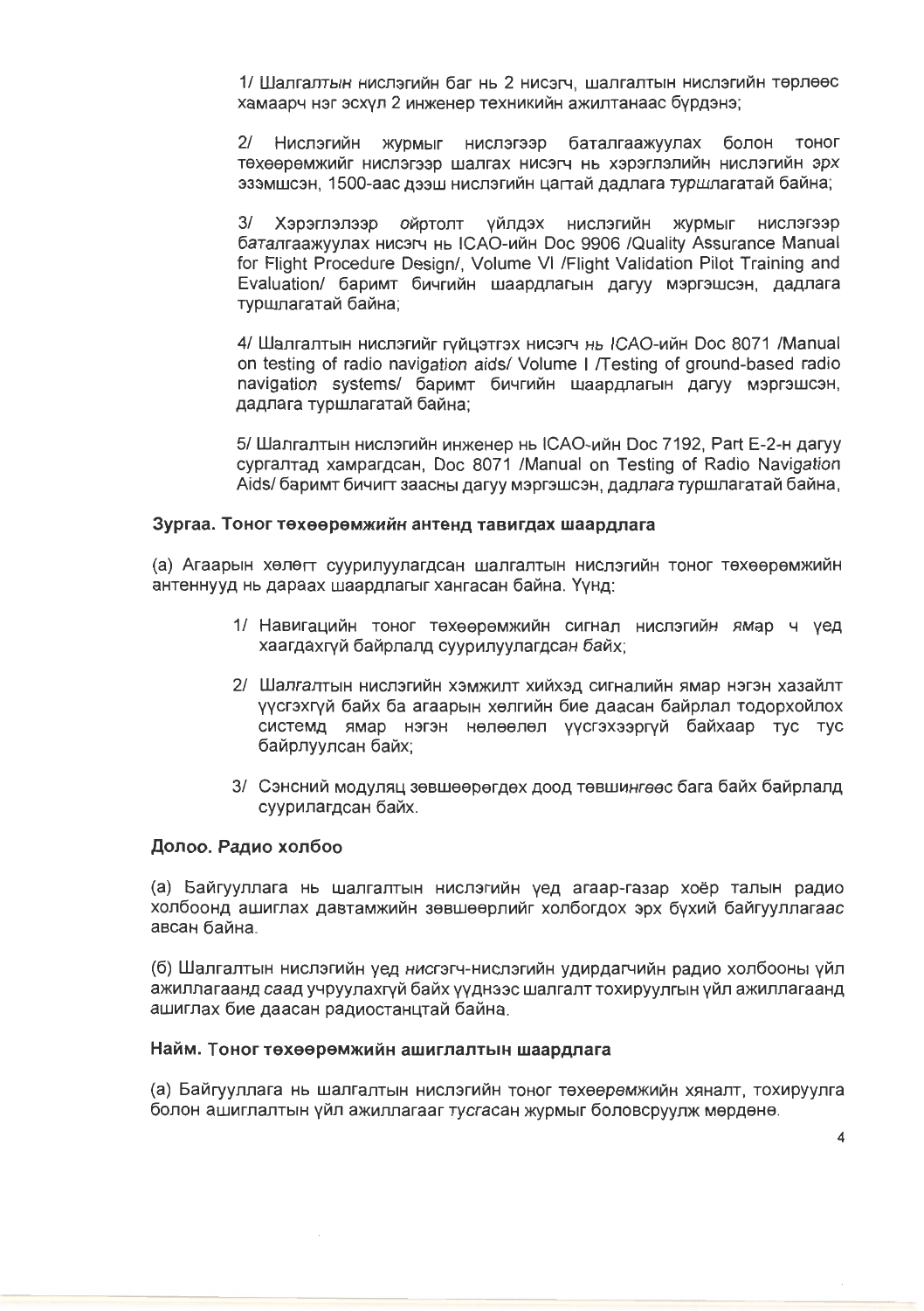1/ Шалгалтын нислэгийн баг нь 2 нисэгч, шалгалтын нислэгийн төрлөөс хамаарч нэг эсхүл 2 инженер техникийн ажилтанаас бүрдэнэ;

2/ Нислэгийн журмыг нислэгээр баталгаажуулах болон тоног төхөөрөмжийг нислэгээр шалгах нисэгч нь хэрэглэлийн нислэгийн эрх эзэмшсэн, 1500-аас дээш нислэгийн цагтай дадлага туршлагатай байна;

3/ Хэрэглэлээр ойртолт үйлдэх нислэгийн журмыг нислэгээр баталгаажуулах нисэгч нь ICAO-ийн Doc 9906 /Quality Assurance Manual for Flight Procedure Design/, Volume VI /Flight Validation Pilot Training and Evaluation/ баримт бичгийн шаардлагын дагуу мэргэшсэн, дадлага туршлагатай байна;

4/ Шалгалтын нислэгийг гүйцэтгэх нисэгч нь ICAO-ийн Doc 8071 /Manual on testing of radio navigation aids/ Volume I /Testing of ground-based radio navigation systems/ баримт бичгийн шаардлагын дагуу мэргэшсэн, дадлага туршлагатай байна;

5/ Шалгалтын нислэгийн инженер нь ICAO-ийн Doc 7192, Part E-2-н дагуу сургалтад хамрагдсан, Doc 8071 /Manual on Testing of Radio Navigation Aids/ баримт бичигт заасны дагуу мэргэшсэн, дадлага туршлагатай байна,

### Зургаа. Тоног төхөөрөмжийн антенд тавигдах шаардлага

(а) Агаарын хөлөгт суурилуулагдсан шалгалтын нислэгийн тоног төхөөрөмжийн антеннууд нь дараах шаардлагыг хангасан байна. Үүнд:

1/ Навигацийн тоног төхөөрөмжийн сигнал нислэгийн ямар ч үед хаагдахгүй байрлалд суурилуулагдсан байх;

2/ Шалгалтын нислэгийн хэмжилт хийхэд сигналийн ямар нэгэн хазайлт үүсгэхгүй байх ба агаарын хөлгийн бие даасан байрлал тодорхойлох системд ямар нэгэн нөлөөлөл үүсгэхээргүй байхаар тус тус байрлуулсан байх;

3/ Сэнсний модуляц зөвшөөрөгдөх доод түвшингээс бага байх байрлалд суурилагдсан байх.

### Долоо. Радио холбоо

(а) Байгууллага нь шалгалтын нислэгийн үед агаар-газар хоёр талын радио холбоонд ашиглах давтамжийн зөвшөөрлийг холбогдох эрх бүхий байгууллагаас авсан байна.

(б) Шалгалтын нислэгийн үед нисгэгч-нислэгийн удирдагчийн радио холбооны үйл ажиллагаанд саад учруулахгүй байх үүднээс шалгалт тохируулгын үйл ажиллагаанд ашиглах бие даасан радиостанцтай байна.

### Найм. Тоног төхөөрөмжийн ашиглалтын шаардлага

(а) Байгууллага нь шалгалтын нислэгийн тоног төхөөрөмжийн хяналт, тохируулга болон ашиглалтын үйл ажиллагааг тусгасан журмыг боловсруулж мөрдөнө.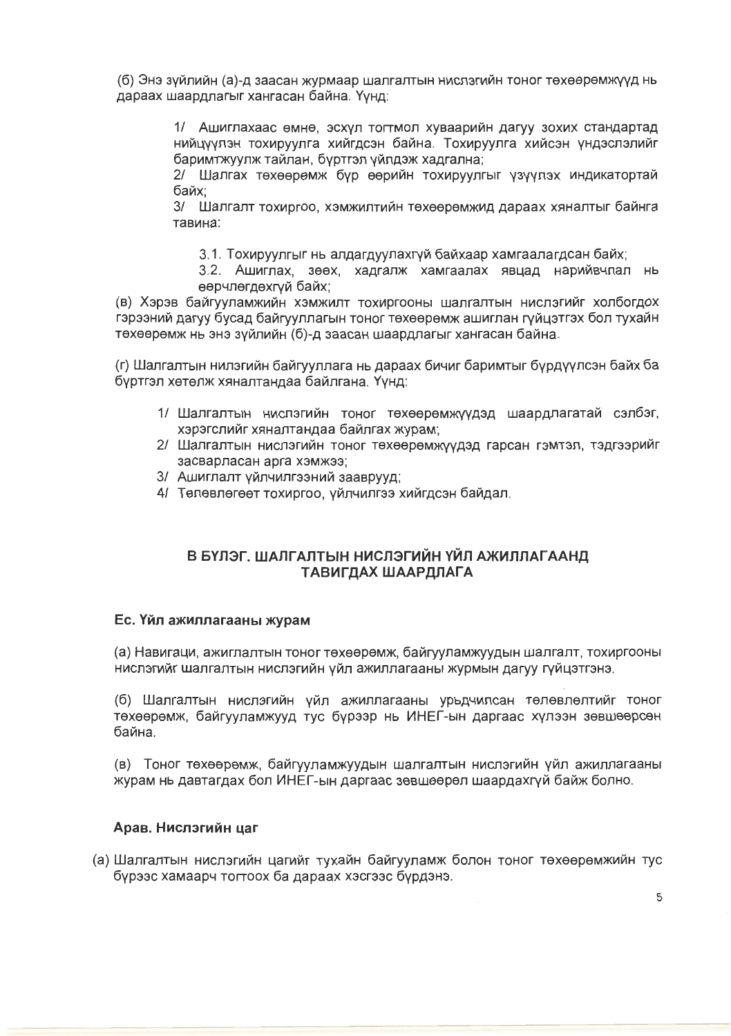(б) Энэ зүйлийн (а)-д заасан журмаар шалгалтын нислэгийн тоног төхөөрөмжүүд нь дараах шаардлагыг хангасан байна. Үүнд:

1/ Ашиглахаас өмнө, эсхүл тогтмол хуваарийн дагуу зохих стандартад нийцүүлэн тохируулга хийгдсэн байна. Тохируулга хийсэн үндэслэлийг баримтжуулж тайлан, бүртгэл үйлдэж хадгална;

2/ Шалгах төхөөрөмж бүр өөрийн тохируулгыг үзүүлэх индикатортай байх;

3/ Шалгалт тохиргоо, хэмжилтийн төхөөрөмжид дараах хяналтыг байнга тавина:

3.1. Тохируулгыг нь алдагдуулахгүй байхаар хамгаалагдсан байх;

3.2. Ашиглах, зөөх, хадгалж хамгаалах явцад нарийвчлал нь өөрчлөгдөхгүй байх;

(в) Хэрэв байгууламжийн хэмжилт тохиргооны шалгалтын нислэгийг холбогдох гэрээний дагуу бусад байгууллагын тоног төхөөрөмж ашиглан гүйцэтгэх бол тухайн төхөөрөмж нь энэ зүйлийн (б)-д заасан шаардлагыг хангасан байна.

(г) Шалгалтын нилэгийн байгууллага нь дараах бичиг баримтыг бүрдүүлсэн байх ба бүртгэл хөтөлж хяналтандаа байлгана. Үүнд:

1/ Шалгалтын нислэгийн тоног төхөөрөмжүүдэд шаардлагатай сэлбэг, хэрэгслийг хяналтандаа байлгах журам;

2/ Шалгалтын нислэгийн тоног төхөөрөмжүүдэд гарсан гэмтэл, тэдгээрийг засварласан арга хэмжээ;

3/ Ашиглалт үйлчилгээний заавруУд;

4/ Төлөвлөгөөт тохиргоо, үйлчилгээ хийгдсэн байдал.

## В БҮЛЭГ. ШАЛГАЛТЫН НИСЛЭГИЙН ҮЙЛ АЖИЛЛАГААНД ТАВИГДАХ ШААРДЛАГА

### Ес. Үйл ажиллагааны журам

(а) Навигаци, ажиглалтын тоног төхөөрөмж, байгууламжуудын шалгалт, тохиргооны нислэгийг шалгалтын нислэгийн үйл ажиллагааны журмын дагуу гүйцэтгэнэ.

(б) Шалгалтын нислэгийн үйл ажиллагааны урьдчилсан төлөвлөлтийг тоног төхөөрөмж, байгууламжууд тус бүрээр нь ИНЕГ-ын даргаас хүлээн зөвшөөрсөн байна.

(в) Тоног төхөөрөмж, байгууламжуудын шалгалтын нислэгийн үйл ажиллагааны журам нь давтагдах бол ИНЕГ-ын даргаас зөвшөөрөл шаардахгүй байж болно.

### Арав. Нислэгийн цаг

(а) Шалгалтын нислэгийн цагийг тухайн байгууламж болон тоног төхөөрөмжийн тус бүрээс хамаарч тогтоох ба дараах хэсгээс бүрдэнэ.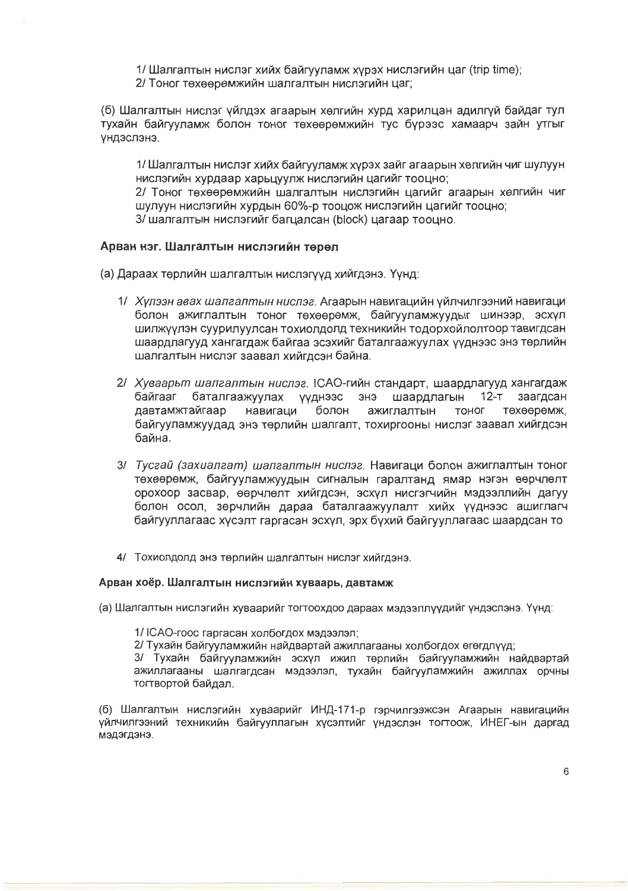1/ Шалгалтын нислэг хийх байгууламж хүрэх нислэгийн цаг (trip time);
2/ Тоног төхөөрөмжийн шалгалтын нислэгийн цаг;

(б) Шалгалтын нислэг үйлдэх агаарын хөлгийн хурд харилцан адилгүй байдаг тул тухайн байгууламж болон тоног төхөөрөмжийн тус бүрээс хамаарч зайн утгыг үндэслэнэ.

1/ Шалгалтын нислэг хийх байгууламж хүрэх зайг агаарын хөлгийн чиг шулуун нислэгийн хурдаар харьцуулж нислэгийн цагийг тооцно;
2/ Тоног төхөөрөмжийн шалгалтын нислэгийн цагийг агаарын хөлгийн чиг шулуун нислэгийн хурдын 60%-р тооцож нислэгийн цагийг тооцно;
3/ шалгалтын нислэгийг багцалсан (block) цагаар тооцно.

**Арван нэг. Шалгалтын нислэгийн төрөл**

(а) Дараах төрлийн шалгалтын нислэгүүд хийгдэнэ. Үүнд:

1/ *Хүлээн авах шалгалтын нислэг.* Агаарын навигацийн үйлчилгээний навигаци болон ажиглалтын тоног төхөөрөмж, байгууламжуудыг шинээр, эсхүл шилжүүлэн суурилуулсан тохиолдолд техникийн тодорхойлолтоор тавигдсан шаардлагууд хангагдаж байгаа эсэхийг баталгаажуулах үүднээс энэ төрлийн шалгалтын нислэг заавал хийгдсэн байна.

2/ *Хуваарьт шалгалтын нислэг.* ICAO-гийн стандарт, шаардлагууд хангагдаж байгааг баталгаажуулах үүднээс энэ шаардлагын 12-т заагдсан давтамжтайгаар навигаци болон ажиглалтын тоног төхөөрөмж, байгууламжуудад энэ төрлийн шалгалт, тохиргооны нислэг заавал хийгдсэн байна.

3/ *Тусгай (захиалгат) шалгалтын нислэг.* Навигаци болон ажиглалтын тоног төхөөрөмж, байгууламжуудын сигналын гаралтанд ямар нэгэн өөрчлөлт орохоор засвар, өөрчлөлт хийгдсэн, эсхүл нисгэгчийн мэдээллийн дагуу болон осол, зөрчлийн дараа баталгаажуулалт хийх үүднээс ашиглагч байгууллагаас хүсэлт гаргасан эсхүл, эрх бүхий байгууллагаас шаардсан то

4/ Тохиолдолд энэ төрлийн шалгалтын нислэг хийгдэнэ.

**Арван хоёр. Шалгалтын нислэгийн хуваарь, давтамж**

(а) Шалгалтын нислэгийн хуваарийг тогтоохдоо дараах мэдээллүүдийг үндэслэнэ. Үүнд:

1/ ICAO-гоос гаргасан холбогдох мэдээлэл;
2/ Тухайн байгууламжийн найдвартай ажиллагааны холбогдох өгөгдлүүд;
3/ Тухайн байгууламжийн эсхүл ижил төрлийн байгууламжийн найдвартай ажиллагааны шалгагдсан мэдээлэл, тухайн байгууламжийн ажиллах орчны тогтвортой байдал.

(б) Шалгалтын нислэгийн хуваарийг ИНД-171-р гэрчилгээжсэн Агаарын навигацийн үйлчилгээний техникийн байгууллагын хүсэлтийг үндэслэн тогтоож, ИНЕГ-ын даргад мэдэгдэнэ.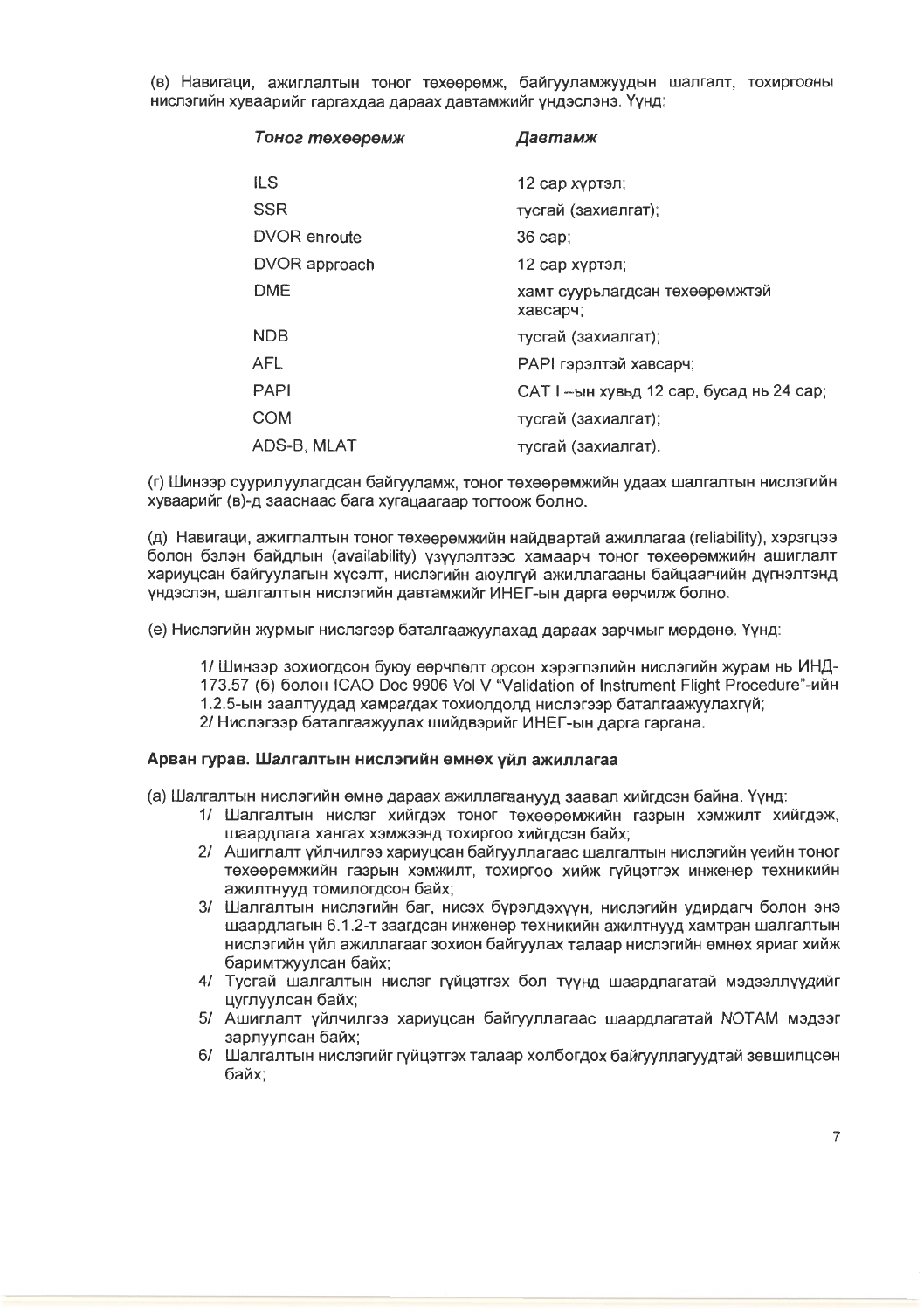(в) Навигаци, ажиглалтын тоног төхөөрөмж, байгууламжуудын шалгалт, тохиргооны нислэгийн хуваарийг гаргахдаа дараах давтамжийг үндэслэнэ. Үүнд:

| *Тоног төхөөрөмж* | *Давтамж* |
|---|---|
| ILS | 12 сар хүртэл; |
| SSR | тусгай (захиалгат); |
| DVOR enroute | 36 сар; |
| DVOR approach | 12 сар хүртэл; |
| DME | хамт суурьлагдсан төхөөрөмжтэй хавсарч; |
| NDB | тусгай (захиалгат); |
| AFL | PAPI гэрэлтэй хавсарч; |
| PAPI | CAT I –ын хувьд 12 сар, бусад нь 24 сар; |
| COM | тусгай (захиалгат); |
| ADS-B, MLAT | тусгай (захиалгат). |

(г) Шинээр суурилуулагдсан байгууламж, тоног төхөөрөмжийн удаах шалгалтын нислэгийн хуваарийг (в)-д заасн­аас бага хугацаагаар тогтоож болно.

(д) Навигаци, ажиглалтын тоног төхөөрөмжийн найдвартай ажиллагаа (reliability), хэрэгцээ болон бэлэн байдлын (availability) үзүүлэлтээс хамаарч тоног төхөөрөмжийн ашиглалт хариуцсан байгууллагын хүсэлт, нислэгийн аюулгүй ажиллагааны байцаагчийн дүгнэлтэнд үндэслэн, шалгалтын нислэгийн давтамжийг ИНЕГ-ын дарга өөрчилж болно.

(е) Нислэгийн журмыг нислэгээр баталгаажуулахад дараах зарчмыг мөрдөнө. Үүнд:

1/ Шинээр зохиогдсон буюу өөрчлөлт орсон хэрэглэлийн нислэгийн журам нь ИНД-173.57 (б) болон ICAO Doc 9906 Vol V "Validation of Instrument Flight Procedure"-ийн 1.2.5-ын заалтуудад хамрагдах тохиолдолд нислэгээр баталгаажуулахгүй;
2/ Нислэгээр баталгаажуулах шийдвэрийг ИНЕГ-ын дарга гаргана.

**Арван гурав. Шалгалтын нислэгийн өмнөх үйл ажиллагаа**

(а) Шалгалтын нислэгийн өмнө дараах ажиллагаанууд заавал хийгдсэн байна. Үүнд:

1/ Шалгалтын нислэг хийгдэх тоног төхөөрөмжийн газрын хэмжилт хийгдэж, шаардлага хангах хэмжээнд тохиргоо хийгдсэн байх;
2/ Ашиглалт үйлчилгээ хариуцсан байгууллагаас шалгалтын нислэгийн үеийн тоног төхөөрөмжийн газрын хэмжилт, тохиргоо хийж гүйцэтгэх инженер техникийн ажилтнууд томилогдсон байх;
3/ Шалгалтын нислэгийн баг, нисэх бүрэлдэхүүн, нислэгийн удирдагч болон энэ шаардлагын 6.1.2-т заагдсан инженер техникийн ажилтнууд хамтран шалгалтын нислэгийн үйл ажиллагааг зохион байгуулах талаар нислэгийн өмнөх яриаг хийж баримтжуулсан байх;
4/ Тусгай шалгалтын нислэг гүйцэтгэх бол түүнд шаардлагатай мэдээллүүдийг цуглуулсан байх;
5/ Ашиглалт үйлчилгээ хариуцсан байгууллагаас шаардлагатай NOTAM мэдээг зарлуулсан байх;
6/ Шалгалтын нислэгийг гүйцэтгэх талаар холбогдох байгууллагуудтай зөвшилцсөн байх;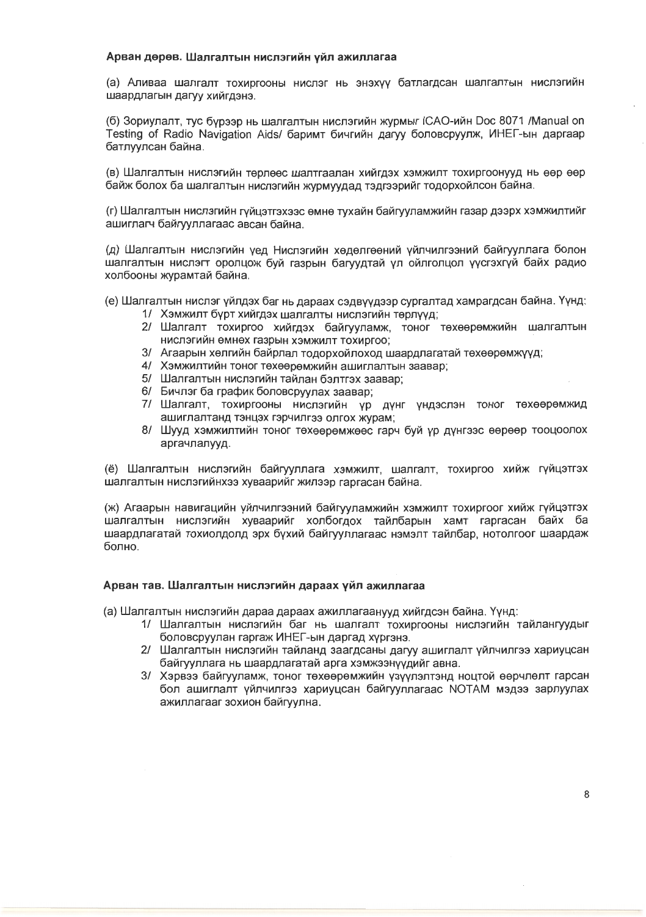**Арван дөрөв. Шалгалтын нислэгийн үйл ажиллагаа**

(а) Аливаа шалгалт тохиргооны нислэг нь энэхүү батлагдсан шалгалтын нислэгийн шаардлагын дагуу хийгдэнэ.

(б) Зориулалт, тус бүрээр нь шалгалтын нислэгийн журмыг ICAO-ийн Doc 8071 /Manual on Testing of Radio Navigation Aids/ баримт бичгийн дагуу боловсруулж, ИНЕГ-ын даргаар батлуулсан байна.

(в) Шалгалтын нислэгийн төрлөөс шалтгаалан хийгдэх хэмжилт тохиргоонууд нь өөр өөр байж болох ба шалгалтын нислэгийн журмуудад тэдгээрийг тодорхойлсон байна.

(г) Шалгалтын нислэгийн гүйцэтгэхээс өмнө тухайн байгууламжийн газар дээрх хэмжилтийг ашиглагч байгууллагаас авсан байна.

(д) Шалгалтын нислэгийн үед Нислэгийн хөдөлгөөний үйлчилгээний байгууллага болон шалгалтын нислэгт оролцож буй газрын багуудтай үл ойлголцол үүсгэхгүй байх радио холбооны журамтай байна.

(е) Шалгалтын нислэг үйлдэх баг нь дараах сэдвүүдээр сургалтад хамрагдсан байна. Үүнд:

1/ Хэмжилт бүрт хийгдэх шалгалты нислэгийн төрлүүд;
2/ Шалгалт тохиргоо хийгдэх байгууламж, тоног төхөөрөмжийн шалгалтын нислэгийн өмнөх газрын хэмжилт тохиргоо;
3/ Агаарын хөлгийн байрлал тодорхойлоход шаардлагатай төхөөрөмжүүд;
4/ Хэмжилтийн тоног төхөөрөмжийн ашиглалтын заавар;
5/ Шалгалтын нислэгийн тайлан бэлтгэх заавар;
6/ Бичлэг ба график боловсруулах заавар;
7/ Шалгалт, тохиргооны нислэгийн үр дүнг үндэслэн тоног төхөөрөмжид ашиглалтанд тэнцэх гэрчилгээ олгох журам;
8/ Шууд хэмжилтийн тоног төхөөрөмжөөс гарч буй үр дүнгээс өөрөөр тооцоолох аргачлалууд.

(ё) Шалгалтын нислэгийн байгууллага хэмжилт, шалгалт, тохиргоо хийж гүйцэтгэх шалгалтын нислэгийнхээ хуваарийг жилээр гаргасан байна.

(ж) Агаарын навигацийн үйлчилгээний байгууламжийн хэмжилт тохиргоог хийж гүйцэтгэх шалгалтын нислэгийн хуваарийг холбогдох тайлбарын хамт гаргасан байх ба шаардлагатай тохиолдолд эрх бүхий байгууллагаас нэмэлт тайлбар, нотолгоог шаардаж болно.

**Арван тав. Шалгалтын нислэгийн дараах үйл ажиллагаа**

(а) Шалгалтын нислэгийн дараа дараах ажиллагаанууд хийгдсэн байна. Үүнд:

1/ Шалгалтын нислэгийн баг нь шалгалт тохиргооны нислэгийн тайлангуудыг боловсруулан гаргаж ИНЕГ-ын даргад хүргэнэ.
2/ Шалгалтын нислэгийн тайланд заагдсаны дагуу ашиглалт үйлчилгээ хариуцсан байгууллага нь шаардлагатай арга хэмжээнүүдийг авна.
3/ Хэрвээ байгууламж, тоног төхөөрөмжийн үзүүлэлтэнд ноцтой өөрчлөлт гарсан бол ашиглалт үйлчилгээ хариуцсан байгууллагаас NOTAM мэдээ зарлуулах ажиллагааг зохион байгуулна.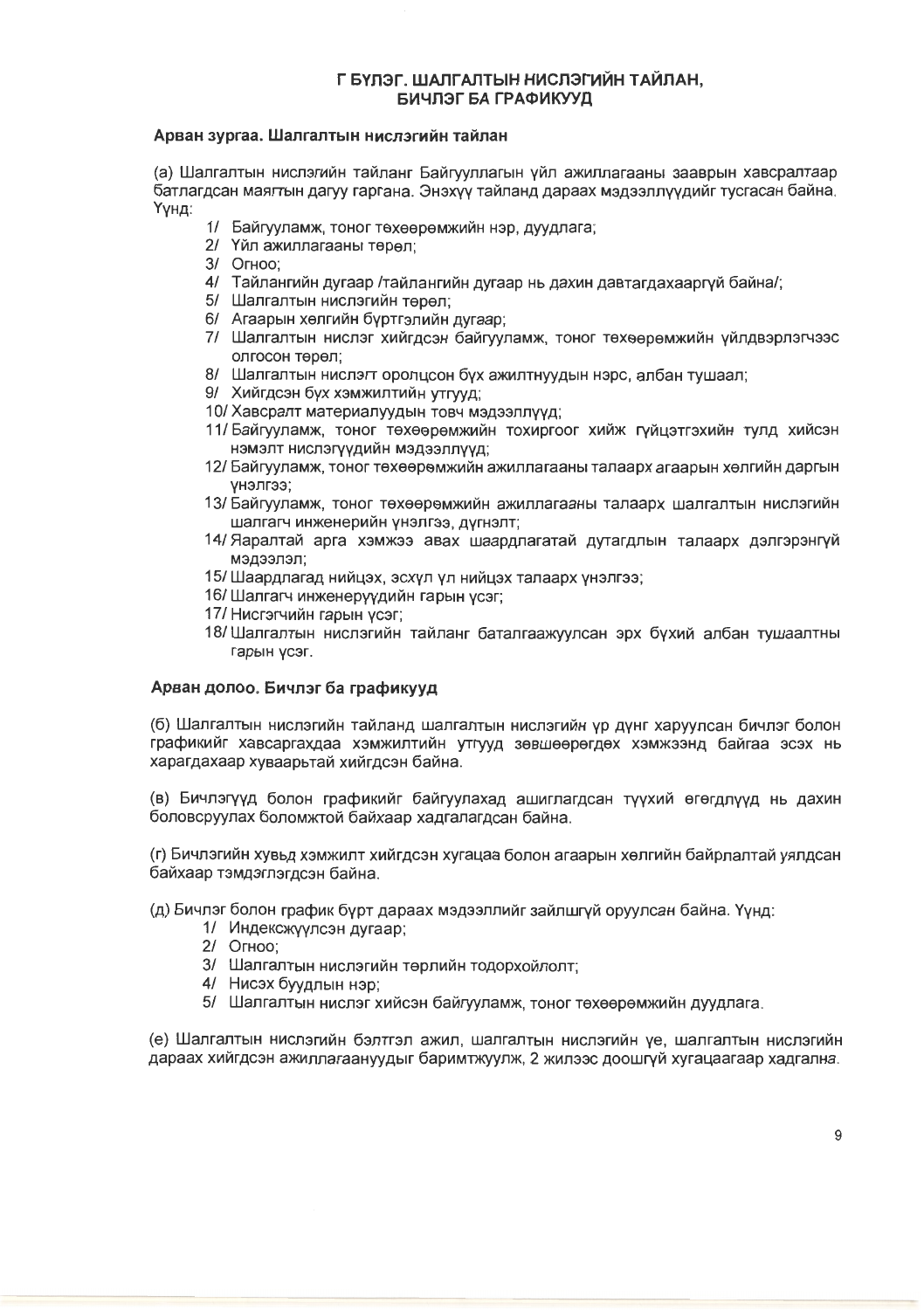## Г БҮЛЭГ. ШАЛГАЛТЫН НИСЛЭГИЙН ТАЙЛАН, БИЧЛЭГ БА ГРАФИКУУД

### Арван зургаа. Шалгалтын нислэгийн тайлан

(а) Шалгалтын нислэгийн тайланг Байгууллагын үйл ажиллагааны зааврын хавсралтаар батлагдсан маягтын дагуу гаргана. Энэхүү тайланд дараах мэдээллүүдийг тусгасан байна. Үүнд:

1/ Байгууламж, тоног төхөөрөмжийн нэр, дуудлага;
2/ Үйл ажиллагааны төрөл;
3/ Огноо;
4/ Тайлангийн дугаар /тайлангийн дугаар нь дахин давтагдахааргүй байна/;
5/ Шалгалтын нислэгийн төрөл;
6/ Агаарын хөлгийн бүртгэлийн дугаар;
7/ Шалгалтын нислэг хийгдсэн байгууламж, тоног төхөөрөмжийн үйлдвэрлэгчээс олгосон төрөл;
8/ Шалгалтын нислэгт оролцсон бүх ажилтнуудын нэрс, албан тушаал;
9/ Хийгдсэн бүх хэмжилтийн утгууд;
10/ Хавсралт материалуудын товч мэдээллүүд;
11/ Байгууламж, тоног төхөөрөмжийн тохиргоог хийж гүйцэтгэхийн тулд хийсэн нэмэлт нислэгүүдийн мэдээллүүд;
12/ Байгууламж, тоног төхөөрөмжийн ажиллагааны талаарх агаарын хөлгийн даргын үнэлгээ;
13/ Байгууламж, тоног төхөөрөмжийн ажиллагааны талаарх шалгалтын нислэгийн шалгагч инженерийн үнэлгээ, дүгнэлт;
14/ Яаралтай арга хэмжээ авах шаардлагатай дутагдлын талаарх дэлгэрэнгүй мэдээлэл;
15/ Шаардлагад нийцэх, эсхүл үл нийцэх талаарх үнэлгээ;
16/ Шалгагч инженерүүдийн гарын үсэг;
17/ Нисгэгчийн гарын үсэг;
18/ Шалгалтын нислэгийн тайланг баталгаажуулсан эрх бүхий албан тушаалтны гарын үсэг.

### Арван долоо. Бичлэг ба графикууд

(б) Шалгалтын нислэгийн тайланд шалгалтын нислэгийн үр дүнг харуулсан бичлэг болон графикийг хавсаргахдаа хэмжилтийн утгууд зөвшөөрөгдөх хэмжээнд байгаа эсэх нь харагдахаар хуваарьтай хийгдсэн байна.

(в) Бичлэгүүд болон графикийг байгуулахад ашиглагдсан түүхий өгөгдлүүд нь дахин боловсруулах боломжтой байхаар хадгалагдсан байна.

(г) Бичлэгийн хувьд хэмжилт хийгдсэн хугацаа болон агаарын хөлгийн байрлалтай уялдсан байхаар тэмдэглэгдсэн байна.

(д) Бичлэг болон график бүрт дараах мэдээллийг зайлшгүй оруулсан байна. Үүнд:

1/ Индексжүүлсэн дугаар;
2/ Огноо;
3/ Шалгалтын нислэгийн төрлийн тодорхойлолт;
4/ Нисэх буудлын нэр;
5/ Шалгалтын нислэг хийсэн байгууламж, тоног төхөөрөмжийн дуудлага.

(е) Шалгалтын нислэгийн бэлтгэл ажил, шалгалтын нислэгийн үе, шалгалтын нислэгийн дараах хийгдсэн ажиллагаануудыг баримтжуулж, 2 жилээс доошгүй хугацаагаар хадгална.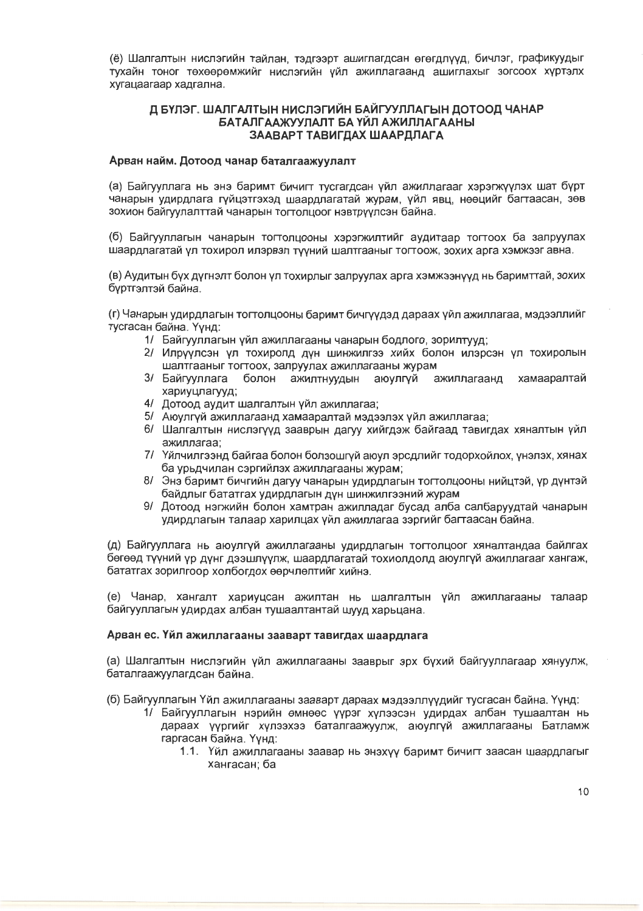(ё) Шалгалтын нислэгийн тайлан, тэдгээрт ашиглагдсан өгөгдлүүд, бичлэг, графикуудыг тухайн тоног төхөөрөмжийг нислэгийн үйл ажиллагаанд ашиглахыг зогсоох хүртэлх хугацаагаар хадгална.

## Д БҮЛЭГ. ШАЛГАЛТЫН НИСЛЭГИЙН БАЙГУУЛЛАГЫН ДОТООД ЧАНАР БАТАЛГААЖУУЛАЛТ БА ҮЙЛ АЖИЛЛАГААНЫ ЗААВАРТ ТАВИГДАХ ШААРДЛАГА

### Арван найм. Дотоод чанар баталгаажуулалт

(а) Байгууллага нь энэ баримт бичигт тусгагдсан үйл ажиллагааг хэрэгжүүлэх шат бүрт чанарын удирдлага гүйцэтгэхэд шаардлагатай журам, үйл явц, нөөцийг багтаасан, зөв зохион байгуулалттай чанарын тогтолцоог нэвтрүүлсэн байна.

(б) Байгууллагын чанарын тогтолцооны хэрэгжилтийг аудитаар тогтоох ба залруулах шаардлагатай үл тохирол илэрвэл түүний шалтгааныг тогтоож, зохих арга хэмжээг авна.

(в) Аудитын бүх дүгнэлт болон үл тохирлыг залруулах арга хэмжээнүүд нь баримттай, зохих бүртгэлтэй байна.

(г) Чанарын удирдлагын тогтолцооны баримт бичгүүдэд дараах үйл ажиллагаа, мэдээллийг тусгасан байна. Үүнд:

1/ Байгууллагын үйл ажиллагааны чанарын бодлого, зорилтууд;
2/ Илрүүлсэн үл тохиролд дүн шинжилгээ хийх болон илэрсэн үл тохиролын шалтгааныг тогтоох, залруулах ажиллагааны журам
3/ Байгууллага болон ажилтнуудын аюулгүй ажиллагаанд хамааралтай хариуцлагууд;
4/ Дотоод аудит шалгалтын үйл ажиллагаа;
5/ Аюулгүй ажиллагаанд хамааралтай мэдээлэх үйл ажиллагаа;
6/ Шалгалтын нислэгүүд зааврын дагуу хийгдэж байгаад тавигдах хяналтын үйл ажиллагаа;
7/ Үйлчилгээнд байгаа болон болзошгүй аюул эрсдлийг тодорхойлох, үнэлэх, хянах ба урьдчилан сэргийлэх ажиллагааны журам;
8/ Энэ баримт бичгийн дагуу чанарын удирдлагын тогтолцооны нийцтэй, үр дүнтэй байдлыг бататгах удирдлагын дүн шинжилгээний журам
9/ Дотоод нэгжийн болон хамтран ажилладаг бусад алба салбаруудтай чанарын удирдлагын талаар харилцах үйл ажиллагаа зэргийг багтаасан байна.

(д) Байгууллага нь аюулгүй ажиллагааны удирдлагын тогтолцоог хяналтандаа байлгах бөгөөд түүний үр дүнг дээшлүүлж, шаардлагатай тохиолдолд аюулгүй ажиллагааг хангаж, бататгах зорилгоор холбогдох өөрчлөлтийг хийнэ.

(е) Чанар, хангалт хариуцсан ажилтан нь шалгалтын үйл ажиллагааны талаар байгууллагын удирдах албан тушаалтантай шууд харьцана.

### Арван ес. Үйл ажиллагааны зааварт тавигдах шаардлага

(а) Шалгалтын нислэгийн үйл ажиллагааны зааврыг эрх бүхий байгууллагаар хянуулж, баталгаажуулагдсан байна.

(б) Байгууллагын Үйл ажиллагааны заавaрт дараах мэдээллүүдийг тусгасан байна. Үүнд:

1/ Байгууллагын нэрийн өмнөөс үүрэг хүлээсэн удирдах албан тушаалтан нь дараах үүргийг хүлээхээ баталгаажуулж, аюулгүй ажиллагааны Батламж гаргасан байна. Үүнд:
   1.1. Үйл ажиллагааны заавар нь энэхүү баримт бичигт заасан шаардлагыг хангасан; ба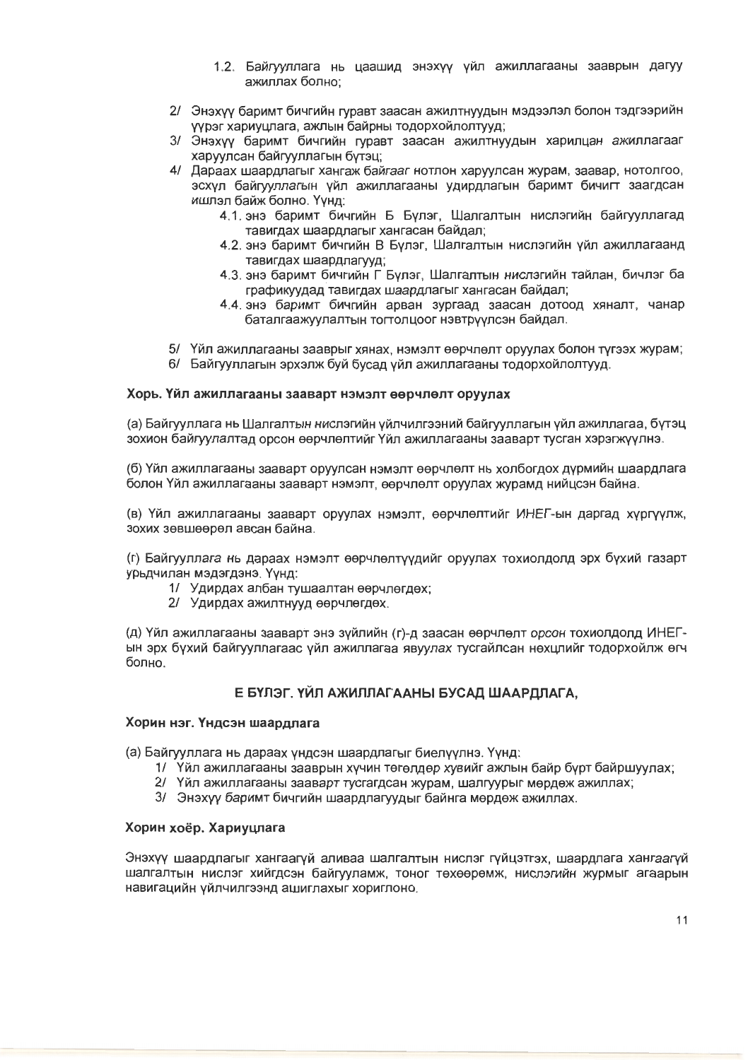1.2. Байгууллага нь цаашид энэхүү үйл ажиллагааны зааврын дагуу ажиллах болно;

2/ Энэхүү баримт бичгийн гуравт заасан ажилтнуудын мэдээлэл болон тэдгээрийн үүрэг хариуцлага, ажлын байрны тодорхойлолтууд;

3/ Энэхүү баримт бичгийн гуравт заасан ажилтнуудын харилцан ажиллагааг харуулсан байгууллагын бүтэц;

4/ Дараах шаардлагыг хангаж байгааг нотлон харуулсан журам, заавар, нотолгоо, эсхүл байгууллагын үйл ажиллагааны удирдлагын баримт бичигт заагдсан ишлэл байж болно. Үүнд:

4.1. энэ баримт бичгийн Б Бүлэг, Шалгалтын нислэгийн байгууллагад тавигдах шаардлагыг хангасан байдал;

4.2. энэ баримт бичгийн В Бүлэг, Шалгалтын нислэгийн үйл ажиллагаанд тавигдах шаардлагууд;

4.3. энэ баримт бичгийн Г Бүлэг, Шалгалтын нислэгийн тайлан, бичлэг ба графикуудад тавигдах шаардлагыг хангасан байдал;

4.4. энэ баримт бичгийн арван зургаад заасан дотоод хяналт, чанар баталгаажуулалтын тогтолцоог нэвтрүүлсэн байдал.

5/ Үйл ажиллагааны заавар хянах, нэмэлт өөрчлөлт оруулах болон түгээх журам;

6/ Байгууллагын эрхэлж буй бусад үйл ажиллагааны тодорхойлолтууд.

**Хорь. Үйл ажиллагааны заавар нэмэлт өөрчлөлт оруулах**

(а) Байгууллага нь Шалгалтын нислэгийн үйлчилгээний байгууллагын үйл ажиллагаа, бүтэц зохион байгуулалтад орсон өөрчлөлтийг Үйл ажиллагааны заавар тусган хэрэгжүүлнэ.

(б) Үйл ажиллагааны заавар оруулсан нэмэлт өөрчлөлт нь холбогдох дүрмийн шаардлага болон Үйл ажиллагааны заавар нэмэлт, өөрчлөлт оруулах журамд нийцсэн байна.

(в) Үйл ажиллагааны заавар оруулах нэмэлт, өөрчлөлтийг ИНЕГ-ын даргад хүргүүлж, зохих зөвшөөрөл авсан байна.

(г) Байгууллага нь дараах нэмэлт өөрчлөлтүүдийг оруулах тохиолдолд эрх бүхий газарт урьдчилан мэдэгдэнэ. Үүнд:

1/ Удирдах албан тушаалтан өөрчлөгдөх;

2/ Удирдах ажилтнууд өөрчлөгдөх.

(д) Үйл ажиллагааны заавар энэ зүйлийн (г)-д заасан өөрчлөлт орсон тохиолдолд ИНЕГ-ын эрх бүхий байгууллагаас үйл ажиллагаа явуулах тусгайлсан нөхцлийг тодорхойлж өгч болно.

## Е БҮЛЭГ. ҮЙЛ АЖИЛЛАГААНЫ БУСАД ШААРДЛАГА,

**Хорин нэг. Үндсэн шаардлага**

(а) Байгууллага нь дараах үндсэн шаардлагыг биелүүлнэ. Үүнд:

1/ Үйл ажиллагааны зааврын хүчин төгөлдөр хувийг ажлын байр бүрт байршуулах;

2/ Үйл ажиллагааны заавар тусгагдсан журам, шалгуурыг мөрдөж ажиллах;

3/ Энэхүү баримт бичгийн шаардлагуудыг байнга мөрдөж ажиллах.

**Хорин хоёр. Хариуцлага**

Энэхүү шаардлагыг хангаагүй аливаа шалгалтын нислэг гүйцэтгэх, шаардлага хангаагүй шалгалтын нислэг хийгдсэн байгууламж, тоног төхөөрөмж, нислэгийн журмыг агаарын навигацийн үйлчилгээнд ашиглахыг хориглоно.